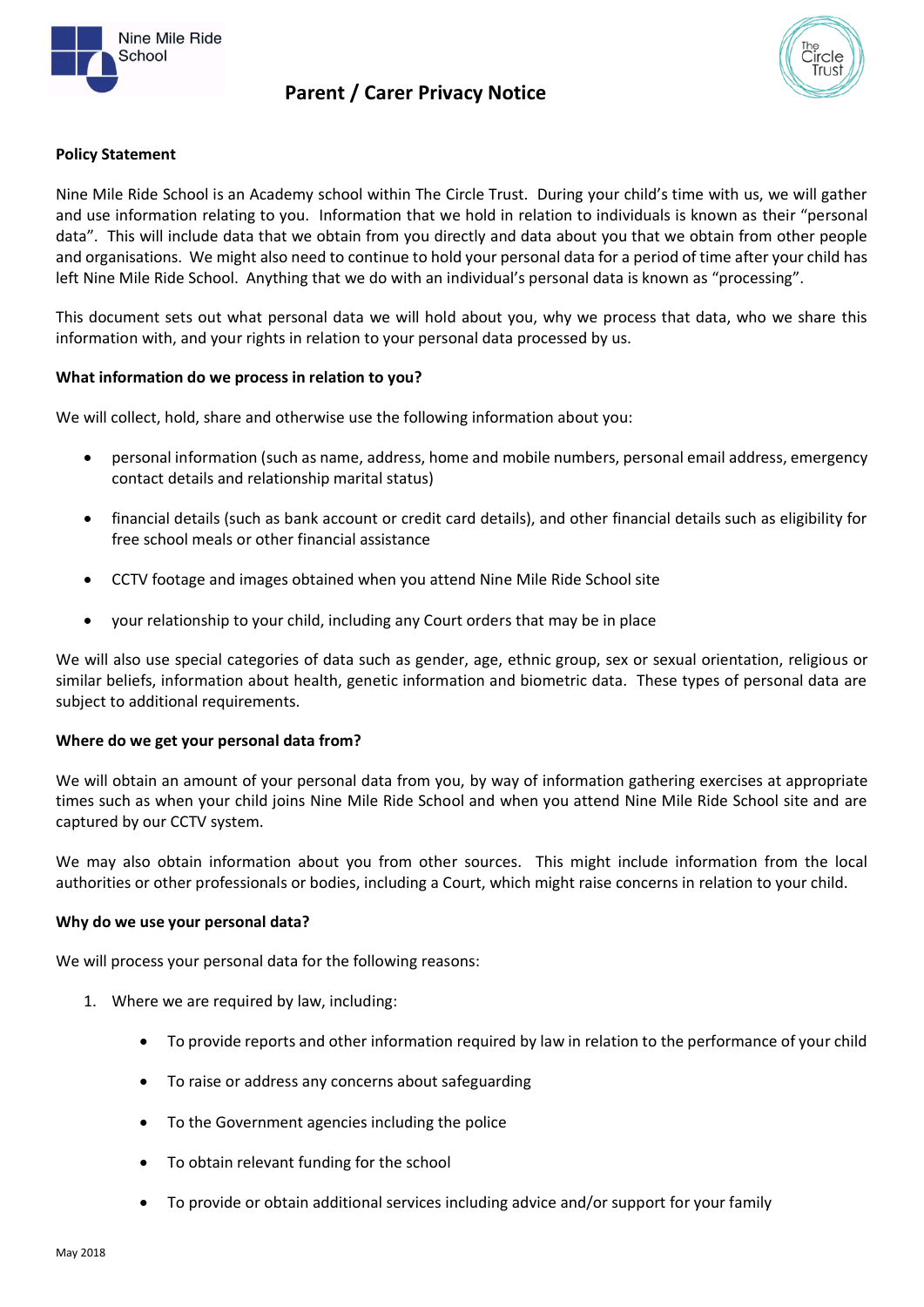# Parent / Carer Privacy Notice

**Policy Statement**

Nine Mile Ride School is an Academy school within The Circle Trust. During your child's time with us, we will gather and use information relating to you. Information that we hold in relation to individuals is known as their "personal data". This will include data that we obtain from you directly and data about you that we obtain from other people and organisations. We might also need to continue to hold your personal data for a period of time after your child has left Nine Mile Ride School. Anything that we do with an individual's personal data is known as "processing".

This document sets out what personal data we will hold about you, why we process that data, who we share this information with, and your rights in relation to your personal data processed by us.

**What information do we process in relation to you?**

We will collect, hold, share and otherwise use the following information about you:

- personal information (such as name, address, home and mobile numbers, personal email address, emergency contact details and relationship marital status)
- financial details (such as bank account or credit card details), and other financial details such as eligibility for free school meals or other financial assistance
- CCTV footage and images obtained when you attend Nine Mile Ride School site
- your relationship to your child, including any Court orders that may be in place

We will also use special categories of data such as gender, age, ethnic group, sex or sexual orientation, religious or similar beliefs, information about health, genetic information and biometric data. These types of personal data are subject to additional requirements.

**Where do we get your personal data from?**

We will obtain an amount of your personal data from you, by way of information gathering exercises at appropriate times such as when your child joins Nine Mile Ride School and when you attend Nine Mile Ride School site and are captured by our CCTV system.

We may also obtain information about you from other sources. This might include information from the local authorities or other professionals or bodies, including a Court, which might raise concerns in relation to your child.

**Why do we use your personal data?**

We will process your personal data for the following reasons:

1. Where we are required by law, including:
    - To provide reports and other information required by law in relation to the performance of your child
    - To raise or address any concerns about safeguarding
    - To the Government agencies including the police
    - To obtain relevant funding for the school
    - To provide or obtain additional services including advice and/or support for your family

May 2018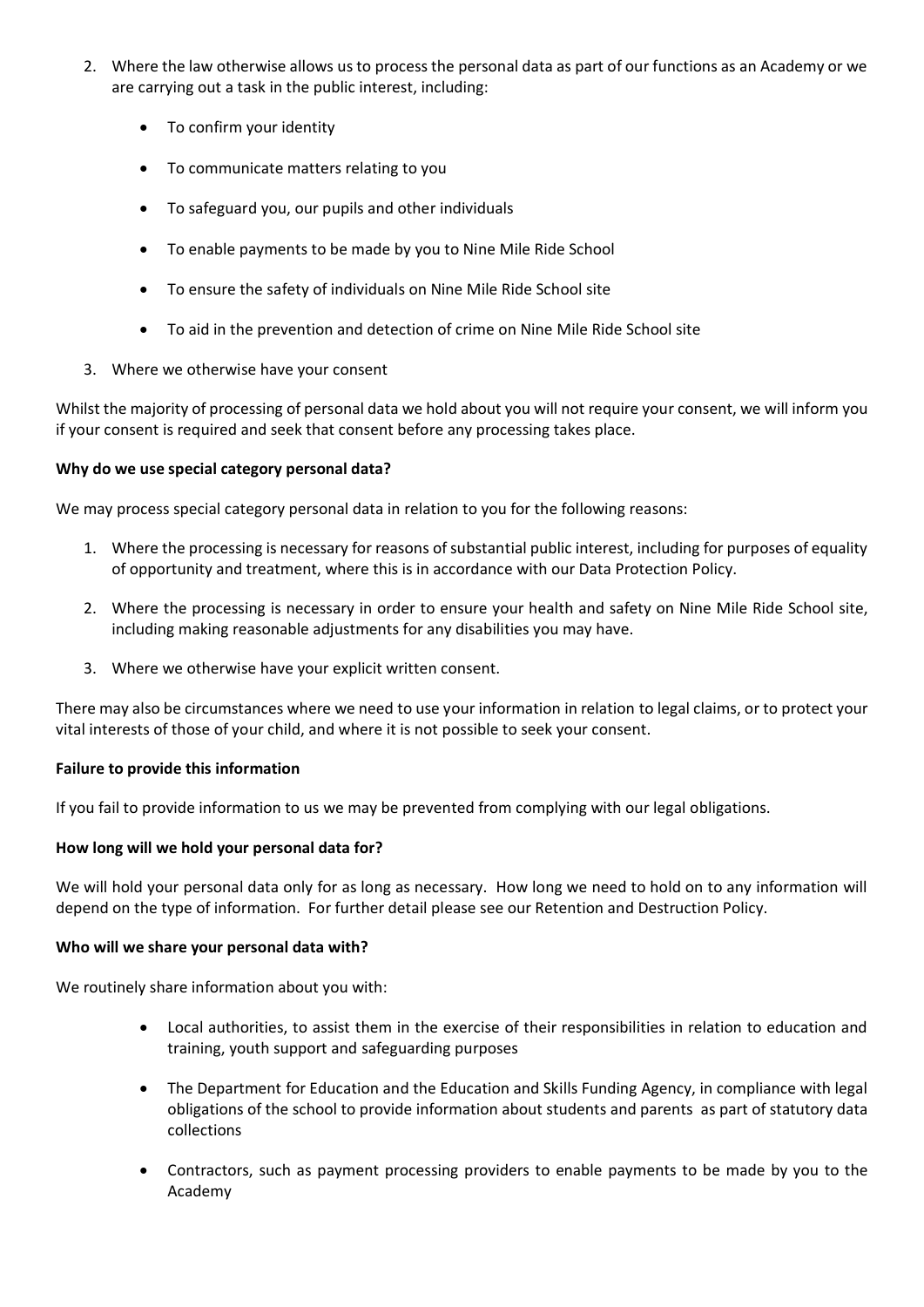2. Where the law otherwise allows us to process the personal data as part of our functions as an Academy or we are carrying out a task in the public interest, including:

    - To confirm your identity
    - To communicate matters relating to you
    - To safeguard you, our pupils and other individuals
    - To enable payments to be made by you to Nine Mile Ride School
    - To ensure the safety of individuals on Nine Mile Ride School site
    - To aid in the prevention and detection of crime on Nine Mile Ride School site

3. Where we otherwise have your consent

Whilst the majority of processing of personal data we hold about you will not require your consent, we will inform you if your consent is required and seek that consent before any processing takes place.

**Why do we use special category personal data?**

We may process special category personal data in relation to you for the following reasons:

1. Where the processing is necessary for reasons of substantial public interest, including for purposes of equality of opportunity and treatment, where this is in accordance with our Data Protection Policy.
2. Where the processing is necessary in order to ensure your health and safety on Nine Mile Ride School site, including making reasonable adjustments for any disabilities you may have.
3. Where we otherwise have your explicit written consent.

There may also be circumstances where we need to use your information in relation to legal claims, or to protect your vital interests of those of your child, and where it is not possible to seek your consent.

**Failure to provide this information**

If you fail to provide information to us we may be prevented from complying with our legal obligations.

**How long will we hold your personal data for?**

We will hold your personal data only for as long as necessary. How long we need to hold on to any information will depend on the type of information. For further detail please see our Retention and Destruction Policy.

**Who will we share your personal data with?**

We routinely share information about you with:

- Local authorities, to assist them in the exercise of their responsibilities in relation to education and training, youth support and safeguarding purposes
- The Department for Education and the Education and Skills Funding Agency, in compliance with legal obligations of the school to provide information about students and parents as part of statutory data collections
- Contractors, such as payment processing providers to enable payments to be made by you to the Academy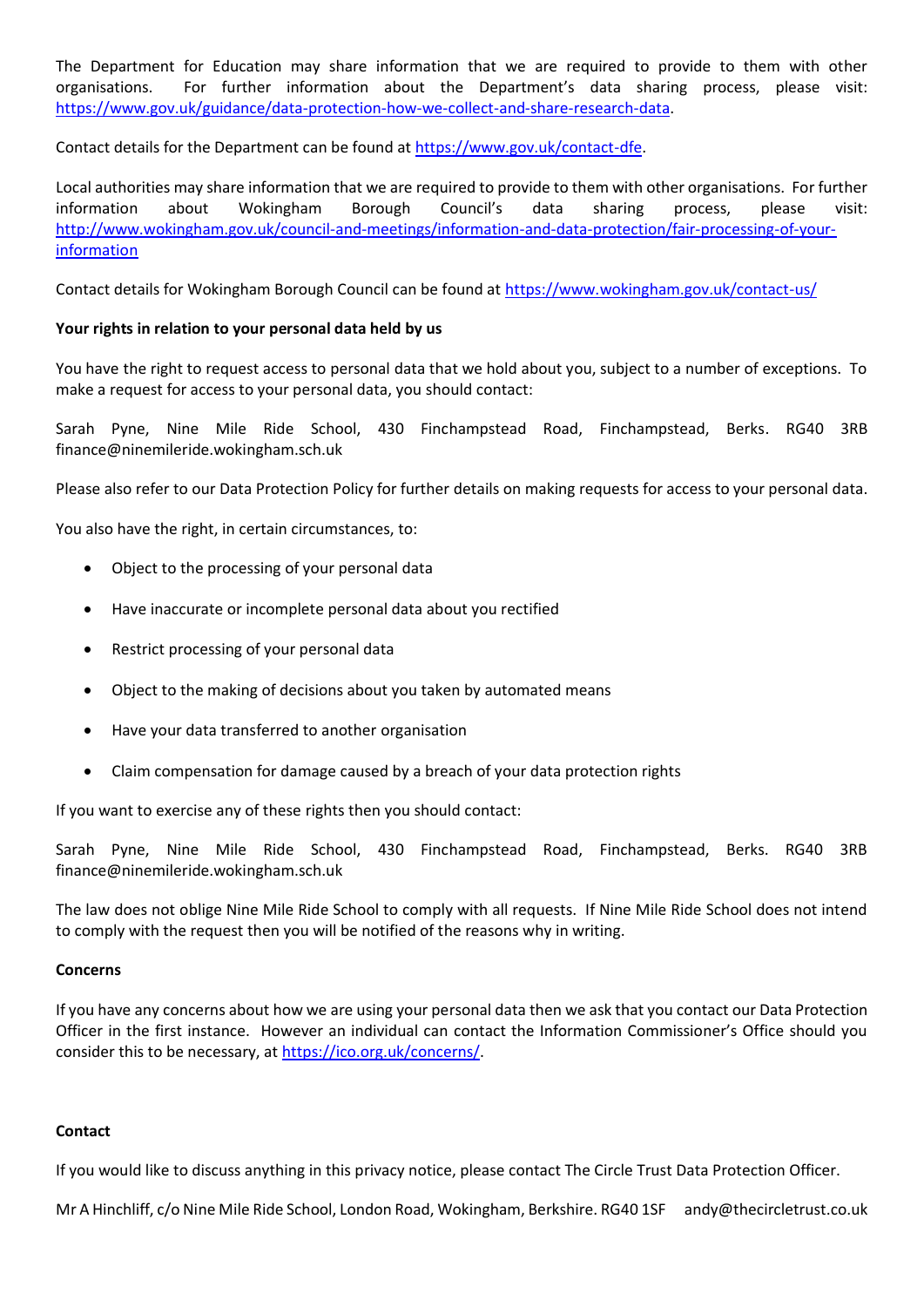The Department for Education may share information that we are required to provide to them with other organisations. For further information about the Department's data sharing process, please visit: https://www.gov.uk/guidance/data-protection-how-we-collect-and-share-research-data.

Contact details for the Department can be found at https://www.gov.uk/contact-dfe.

Local authorities may share information that we are required to provide to them with other organisations. For further information about Wokingham Borough Council's data sharing process, please visit: http://www.wokingham.gov.uk/council-and-meetings/information-and-data-protection/fair-processing-of-your-information

Contact details for Wokingham Borough Council can be found at https://www.wokingham.gov.uk/contact-us/

**Your rights in relation to your personal data held by us**

You have the right to request access to personal data that we hold about you, subject to a number of exceptions. To make a request for access to your personal data, you should contact:

Sarah Pyne, Nine Mile Ride School, 430 Finchampstead Road, Finchampstead, Berks. RG40 3RB finance@ninemileride.wokingham.sch.uk

Please also refer to our Data Protection Policy for further details on making requests for access to your personal data.

You also have the right, in certain circumstances, to:

- Object to the processing of your personal data
- Have inaccurate or incomplete personal data about you rectified
- Restrict processing of your personal data
- Object to the making of decisions about you taken by automated means
- Have your data transferred to another organisation
- Claim compensation for damage caused by a breach of your data protection rights

If you want to exercise any of these rights then you should contact:

Sarah Pyne, Nine Mile Ride School, 430 Finchampstead Road, Finchampstead, Berks. RG40 3RB finance@ninemileride.wokingham.sch.uk

The law does not oblige Nine Mile Ride School to comply with all requests. If Nine Mile Ride School does not intend to comply with the request then you will be notified of the reasons why in writing.

**Concerns**

If you have any concerns about how we are using your personal data then we ask that you contact our Data Protection Officer in the first instance. However an individual can contact the Information Commissioner's Office should you consider this to be necessary, at https://ico.org.uk/concerns/.

**Contact**

If you would like to discuss anything in this privacy notice, please contact The Circle Trust Data Protection Officer.

Mr A Hinchliff, c/o Nine Mile Ride School, London Road, Wokingham, Berkshire. RG40 1SF andy@thecircletrust.co.uk